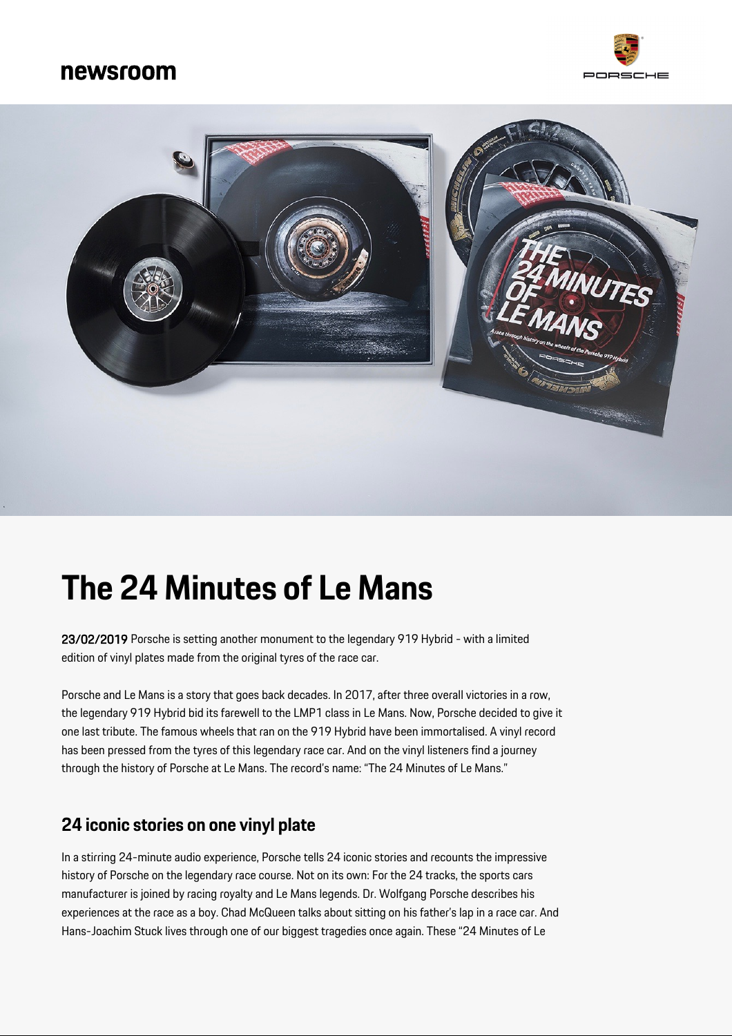newsroom

# The 24 Minutes of Le Mans

**23/02/2019** Porsche is setting another monument to the legendary 919 Hybrid - with a limited edition of vinyl plates made from the original tyres of the race car.

Porsche and Le Mans is a story that goes back decades. In 2017, after three overall victories in a row, the legendary 919 Hybrid bid its farewell to the LMP1 class in Le Mans. Now, Porsche decided to give it one last tribute. The famous wheels that ran on the 919 Hybrid have been immortalised. A vinyl record has been pressed from the tyres of this legendary race car. And on the vinyl listeners find a journey through the history of Porsche at Le Mans. The record's name: "The 24 Minutes of Le Mans."

## 24 iconic stories on one vinyl plate

In a stirring 24-minute audio experience, Porsche tells 24 iconic stories and recounts the impressive history of Porsche on the legendary race course. Not on its own: For the 24 tracks, the sports cars manufacturer is joined by racing royalty and Le Mans legends. Dr. Wolfgang Porsche describes his experiences at the race as a boy. Chad McQueen talks about sitting on his father's lap in a race car. And Hans-Joachim Stuck lives through one of our biggest tragedies once again. These "24 Minutes of Le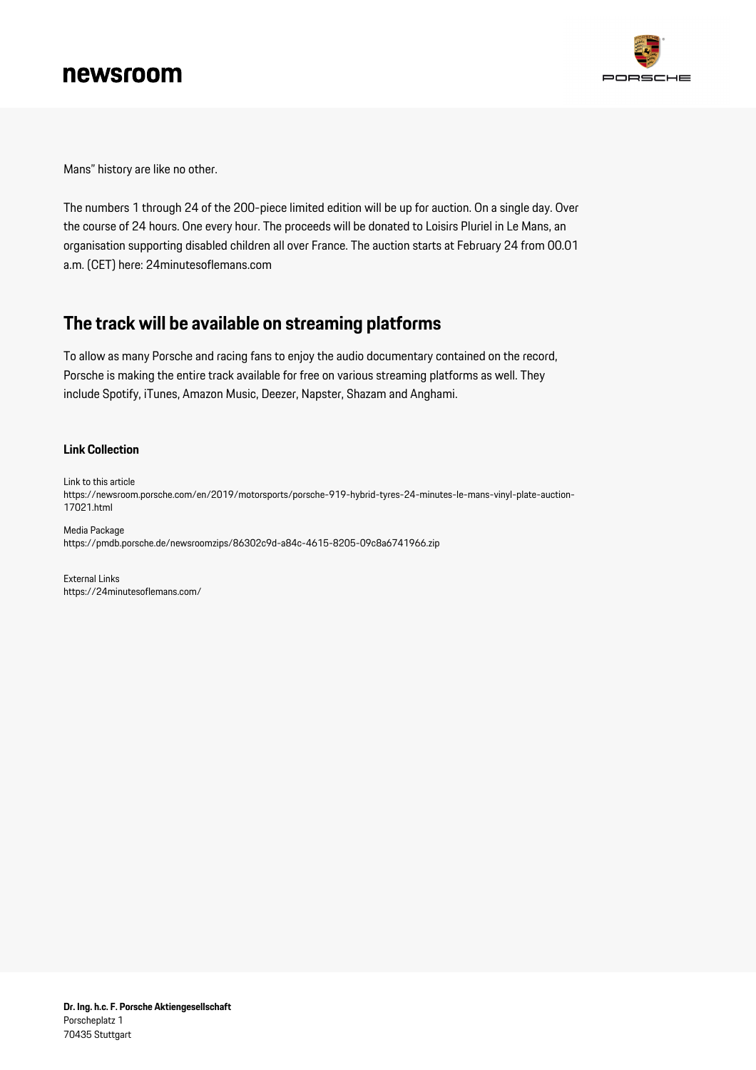Mans" history are like no other.

The numbers 1 through 24 of the 200-piece limited edition will be up for auction. On a single day. Over the course of 24 hours. One every hour. The proceeds will be donated to Loisirs Pluriel in Le Mans, an organisation supporting disabled children all over France. The auction starts at February 24 from 00.01 a.m. (CET) here: 24minutesoflemans.com

## The track will be available on streaming platforms

To allow as many Porsche and racing fans to enjoy the audio documentary contained on the record, Porsche is making the entire track available for free on various streaming platforms as well. They include Spotify, iTunes, Amazon Music, Deezer, Napster, Shazam and Anghami.

**Link Collection**

Link to this article
https://newsroom.porsche.com/en/2019/motorsports/porsche-919-hybrid-tyres-24-minutes-le-mans-vinyl-plate-auction-17021.html

Media Package
https://pmdb.porsche.de/newsroomzips/86302c9d-a84c-4615-8205-09c8a6741966.zip

External Links
https://24minutesoflemans.com/

**Dr. Ing. h.c. F. Porsche Aktiengesellschaft**
Porscheplatz 1
70435 Stuttgart